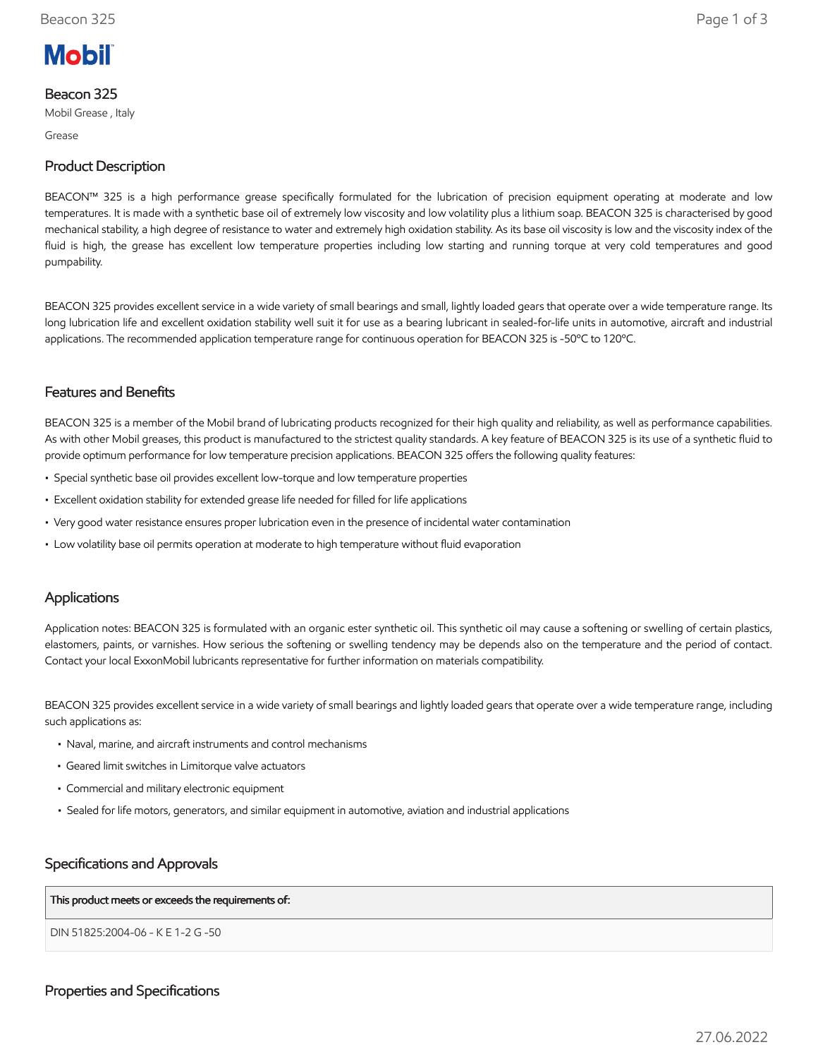Mobil

# Beacon 325

Mobil Grease , Italy

Grease

## Product Description

BEACON™ 325 is a high performance grease specifically formulated for the lubrication of precision equipment operating at moderate and low temperatures. It is made with a synthetic base oil of extremely low viscosity and low volatility plus a lithium soap. BEACON 325 is characterised by good mechanical stability, a high degree of resistance to water and extremely high oxidation stability. As its base oil viscosity is low and the viscosity index of the fluid is high, the grease has excellent low temperature properties including low starting and running torque at very cold temperatures and good pumpability.

BEACON 325 provides excellent service in a wide variety of small bearings and small, lightly loaded gears that operate over a wide temperature range. Its long lubrication life and excellent oxidation stability well suit it for use as a bearing lubricant in sealed-for-life units in automotive, aircraft and industrial applications. The recommended application temperature range for continuous operation for BEACON 325 is -50ºC to 120ºC.

## Features and Benefits

BEACON 325 is a member of the Mobil brand of lubricating products recognized for their high quality and reliability, as well as performance capabilities. As with other Mobil greases, this product is manufactured to the strictest quality standards. A key feature of BEACON 325 is its use of a synthetic fluid to provide optimum performance for low temperature precision applications. BEACON 325 offers the following quality features:

- Special synthetic base oil provides excellent low-torque and low temperature properties
- Excellent oxidation stability for extended grease life needed for filled for life applications
- Very good water resistance ensures proper lubrication even in the presence of incidental water contamination
- Low volatility base oil permits operation at moderate to high temperature without fluid evaporation

## Applications

Application notes: BEACON 325 is formulated with an organic ester synthetic oil. This synthetic oil may cause a softening or swelling of certain plastics, elastomers, paints, or varnishes. How serious the softening or swelling tendency may be depends also on the temperature and the period of contact. Contact your local ExxonMobil lubricants representative for further information on materials compatibility.

BEACON 325 provides excellent service in a wide variety of small bearings and lightly loaded gears that operate over a wide temperature range, including such applications as:

- Naval, marine, and aircraft instruments and control mechanisms
- Geared limit switches in Limitorque valve actuators
- Commercial and military electronic equipment
- Sealed for life motors, generators, and similar equipment in automotive, aviation and industrial applications

## Specifications and Approvals

| This product meets or exceeds the requirements of: |
| --- |
| DIN 51825:2004-06 - K E 1-2 G -50 |

## Properties and Specifications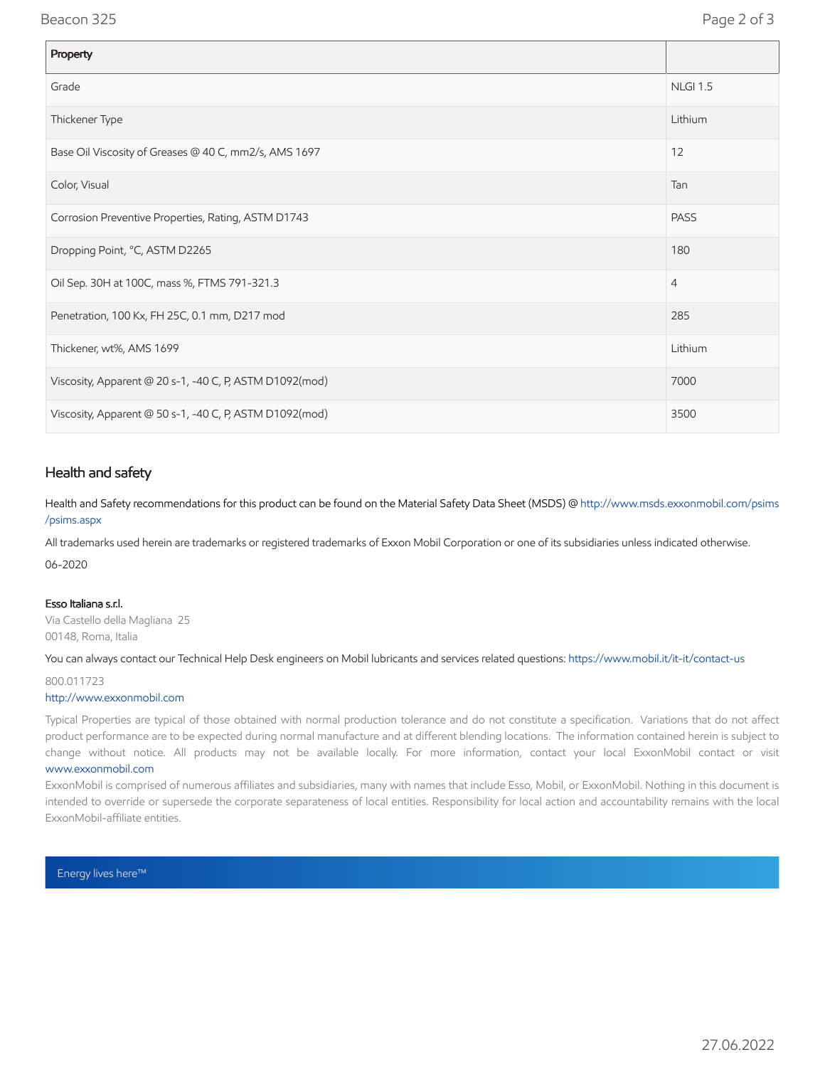| Property | |
|---|---|
| Grade | NLGI 1.5 |
| Thickener Type | Lithium |
| Base Oil Viscosity of Greases @ 40 C, mm2/s, AMS 1697 | 12 |
| Color, Visual | Tan |
| Corrosion Preventive Properties, Rating, ASTM D1743 | PASS |
| Dropping Point, °C, ASTM D2265 | 180 |
| Oil Sep. 30H at 100C, mass %, FTMS 791-321.3 | 4 |
| Penetration, 100 Kx, FH 25C, 0.1 mm, D217 mod | 285 |
| Thickener, wt%, AMS 1699 | Lithium |
| Viscosity, Apparent @ 20 s-1, -40 C, P, ASTM D1092(mod) | 7000 |
| Viscosity, Apparent @ 50 s-1, -40 C, P, ASTM D1092(mod) | 3500 |

## Health and safety

Health and Safety recommendations for this product can be found on the Material Safety Data Sheet (MSDS) @ http://www.msds.exxonmobil.com/psims/psims.aspx

All trademarks used herein are trademarks or registered trademarks of Exxon Mobil Corporation or one of its subsidiaries unless indicated otherwise.

06-2020

**Esso Italiana s.r.l.**
Via Castello della Magliana 25
00148, Roma, Italia

You can always contact our Technical Help Desk engineers on Mobil lubricants and services related questions: https://www.mobil.it/it-it/contact-us

800.011723
http://www.exxonmobil.com

Typical Properties are typical of those obtained with normal production tolerance and do not constitute a specification. Variations that do not affect product performance are to be expected during normal manufacture and at different blending locations. The information contained herein is subject to change without notice. All products may not be available locally. For more information, contact your local ExxonMobil contact or visit www.exxonmobil.com

ExxonMobil is comprised of numerous affiliates and subsidiaries, many with names that include Esso, Mobil, or ExxonMobil. Nothing in this document is intended to override or supersede the corporate separateness of local entities. Responsibility for local action and accountability remains with the local ExxonMobil-affiliate entities.

Energy lives here™

27.06.2022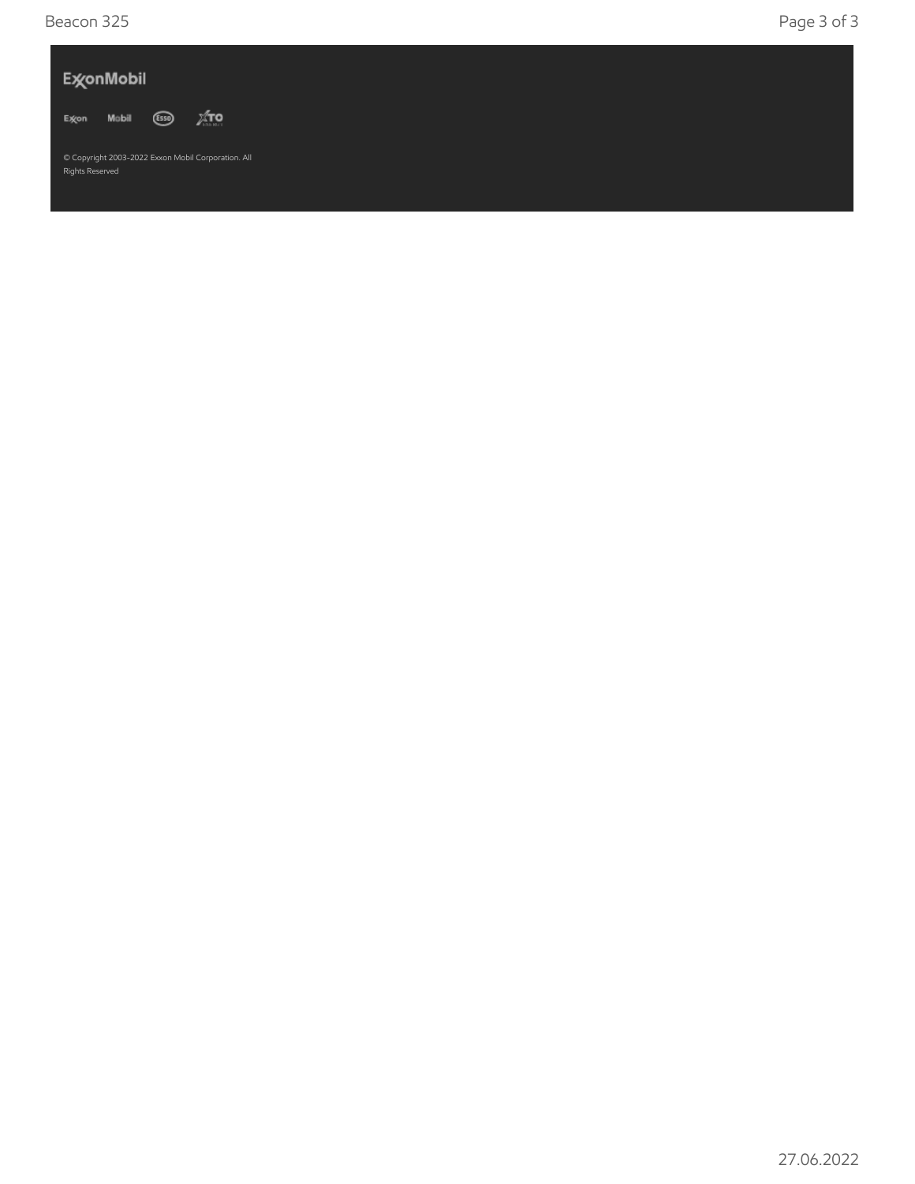ExxonMobil

Exxon Mobil Esso XTO

© Copyright 2003-2022 Exxon Mobil Corporation. All Rights Reserved